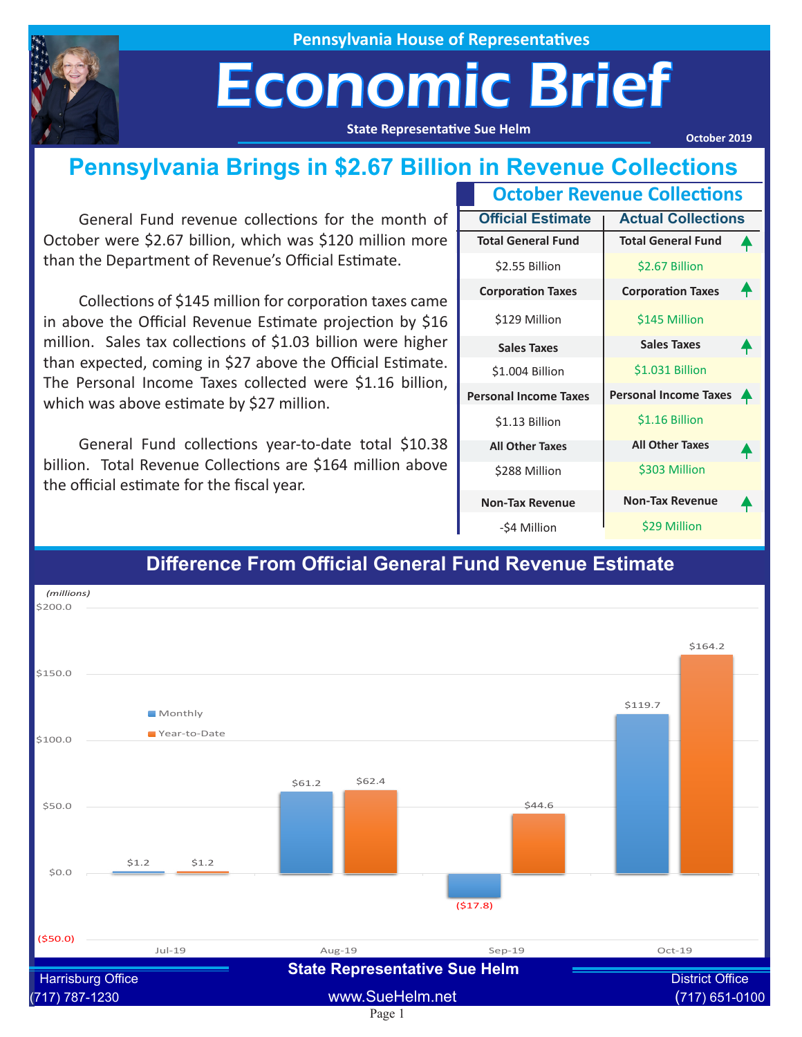Pennsylvania House of Representatives

# Economic Brief

State Representative Sue Helm

October 2019

## Pennsylvania Brings in $2.67 Billion in Revenue Collections

General Fund revenue collections for the month of October were $2.67 billion, which was $120 million more than the Department of Revenue's Official Estimate.

Collections of $145 million for corporation taxes came in above the Official Revenue Estimate projection by $16 million. Sales tax collections of $1.03 billion were higher than expected, coming in $27 above the Official Estimate. The Personal Income Taxes collected were $1.16 billion, which was above estimate by $27 million.

General Fund collections year-to-date total $10.38 billion. Total Revenue Collections are $164 million above the official estimate for the fiscal year.

### October Revenue Collections

| | Official Estimate | Actual Collections |
|---|---|---|
| Total General Fund | $2.55 Billion | $2.67 Billion ▲ |
| Corporation Taxes | $129 Million | $145 Million ▲ |
| Sales Taxes | $1.004 Billion | $1.031 Billion ▲ |
| Personal Income Taxes | $1.13 Billion | $1.16 Billion ▲ |
| All Other Taxes | $288 Million | $303 Million ▲ |
| Non-Tax Revenue | -$4 Million | $29 Million ▲ |

### Difference From Official General Fund Revenue Estimate

*(millions)*

| | Monthly | Year-to-Date |
|---|---|---|
| Jul-19 | $1.2 | $1.2 |
| Aug-19 | $61.2 | $62.4 |
| Sep-19 | ($17.8) | $44.6 |
| Oct-19 | $119.7 | $164.2 |

State Representative Sue Helm

Harrisburg Office (717) 787-1230 | www.SueHelm.net | District Office (717) 651-0100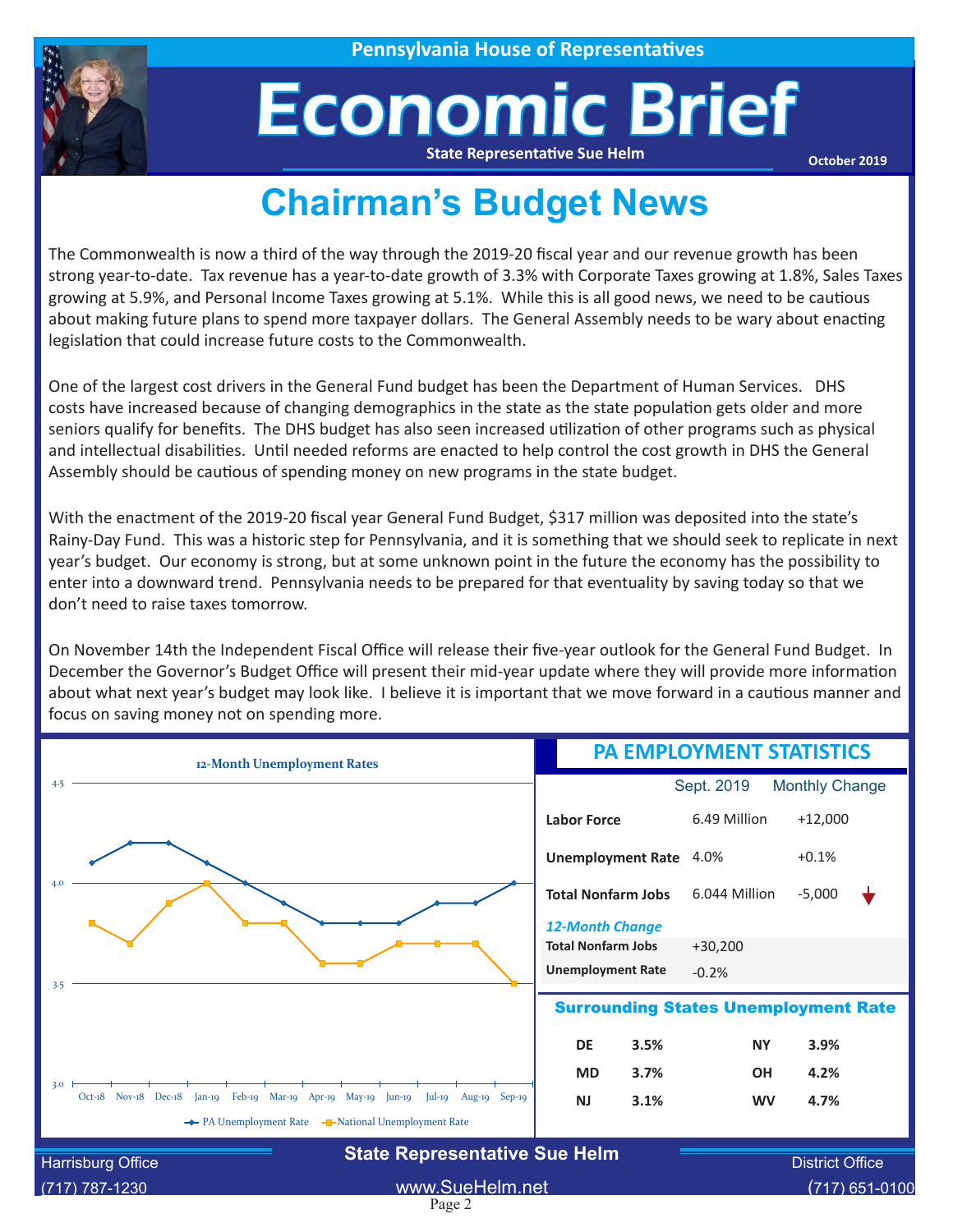Pennsylvania House of Representatives

# Economic Brief

State Representative Sue Helm

October 2019

## Chairman's Budget News

The Commonwealth is now a third of the way through the 2019-20 fiscal year and our revenue growth has been strong year-to-date. Tax revenue has a year-to-date growth of 3.3% with Corporate Taxes growing at 1.8%, Sales Taxes growing at 5.9%, and Personal Income Taxes growing at 5.1%. While this is all good news, we need to be cautious about making future plans to spend more taxpayer dollars. The General Assembly needs to be wary about enacting legislation that could increase future costs to the Commonwealth.

One of the largest cost drivers in the General Fund budget has been the Department of Human Services. DHS costs have increased because of changing demographics in the state as the state population gets older and more seniors qualify for benefits. The DHS budget has also seen increased utilization of other programs such as physical and intellectual disabilities. Until needed reforms are enacted to help control the cost growth in DHS the General Assembly should be cautious of spending money on new programs in the state budget.

With the enactment of the 2019-20 fiscal year General Fund Budget, $317 million was deposited into the state's Rainy-Day Fund. This was a historic step for Pennsylvania, and it is something that we should seek to replicate in next year's budget. Our economy is strong, but at some unknown point in the future the economy has the possibility to enter into a downward trend. Pennsylvania needs to be prepared for that eventuality by saving today so that we don't need to raise taxes tomorrow.

On November 14th the Independent Fiscal Office will release their five-year outlook for the General Fund Budget. In December the Governor's Budget Office will present their mid-year update where they will provide more information about what next year's budget may look like. I believe it is important that we move forward in a cautious manner and focus on saving money not on spending more.

12-Month Unemployment Rates

4.5
4.0
3.5
3.0

Oct-18 Nov-18 Dec-18 Jan-19 Feb-19 Mar-19 Apr-19 May-19 Jun-19 Jul-19 Aug-19 Sep-19

PA Unemployment Rate — National Unemployment Rate

### PA EMPLOYMENT STATISTICS

| | Sept. 2019 | Monthly Change |
|---|---|---|
| **Labor Force** | 6.49 Million | +12,000 |
| **Unemployment Rate** | 4.0% | +0.1% |
| **Total Nonfarm Jobs** | 6.044 Million | -5,000 |

***12-Month Change***

| | |
|---|---|
| **Total Nonfarm Jobs** | +30,200 |
| **Unemployment Rate** | -0.2% |

### Surrounding States Unemployment Rate

| | | | |
|---|---|---|---|
| **DE** | **3.5%** | **NY** | **3.9%** |
| **MD** | **3.7%** | **OH** | **4.2%** |
| **NJ** | **3.1%** | **WV** | **4.7%** |

Harrisburg Office (717) 787-1230

**State Representative Sue Helm**
www.SueHelm.net

District Office (717) 651-0100